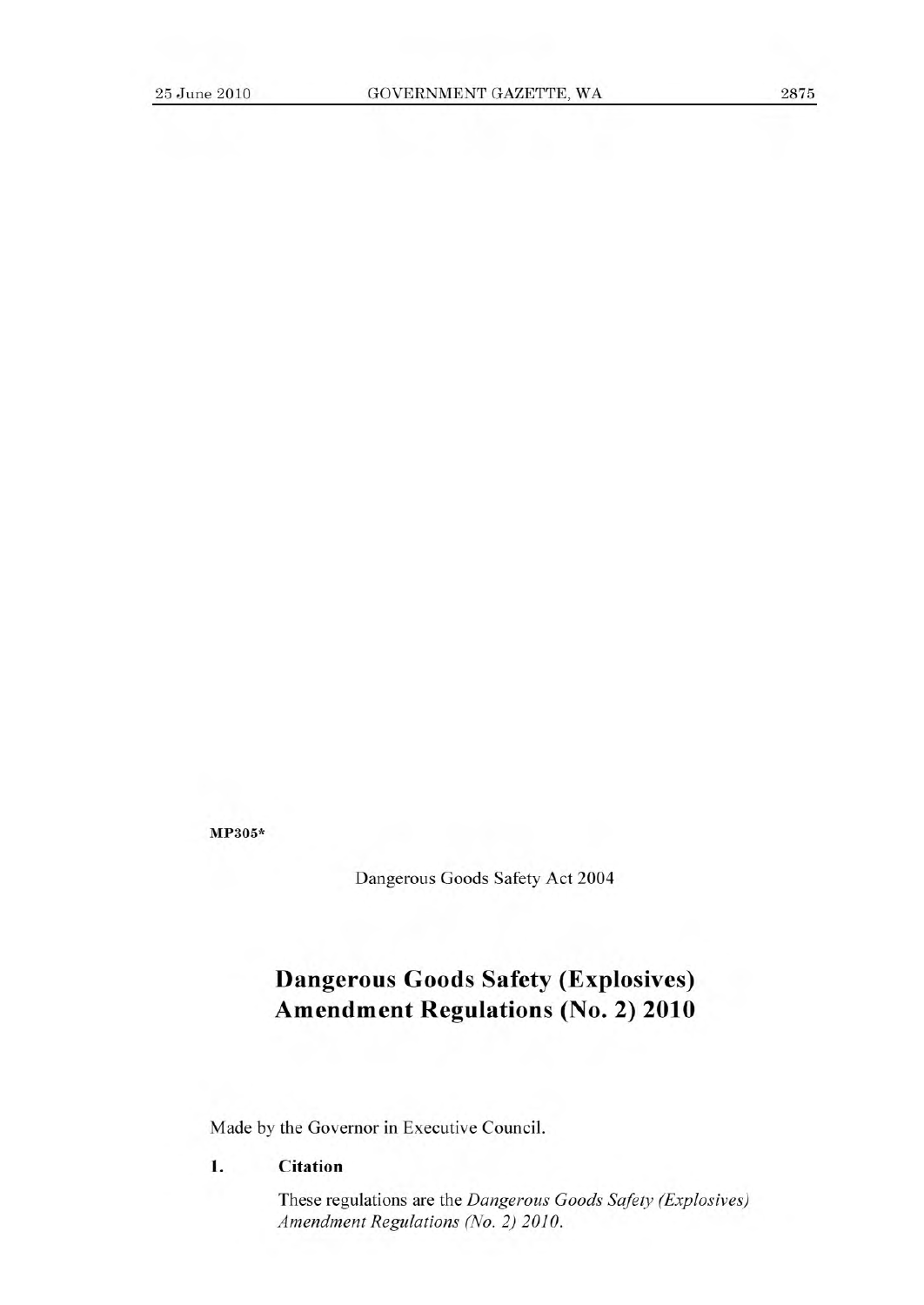**MP305***

Dangerous Goods Safety Act 2004

# Dangerous Goods Safety (Explosives) Amendment Regulations (No. 2) 2010

Made by the Governor in Executive Council.

**1. Citation**

These regulations are the *Dangerous Goods Safety (Explosives) Amendment Regulations (No. 2) 2010*.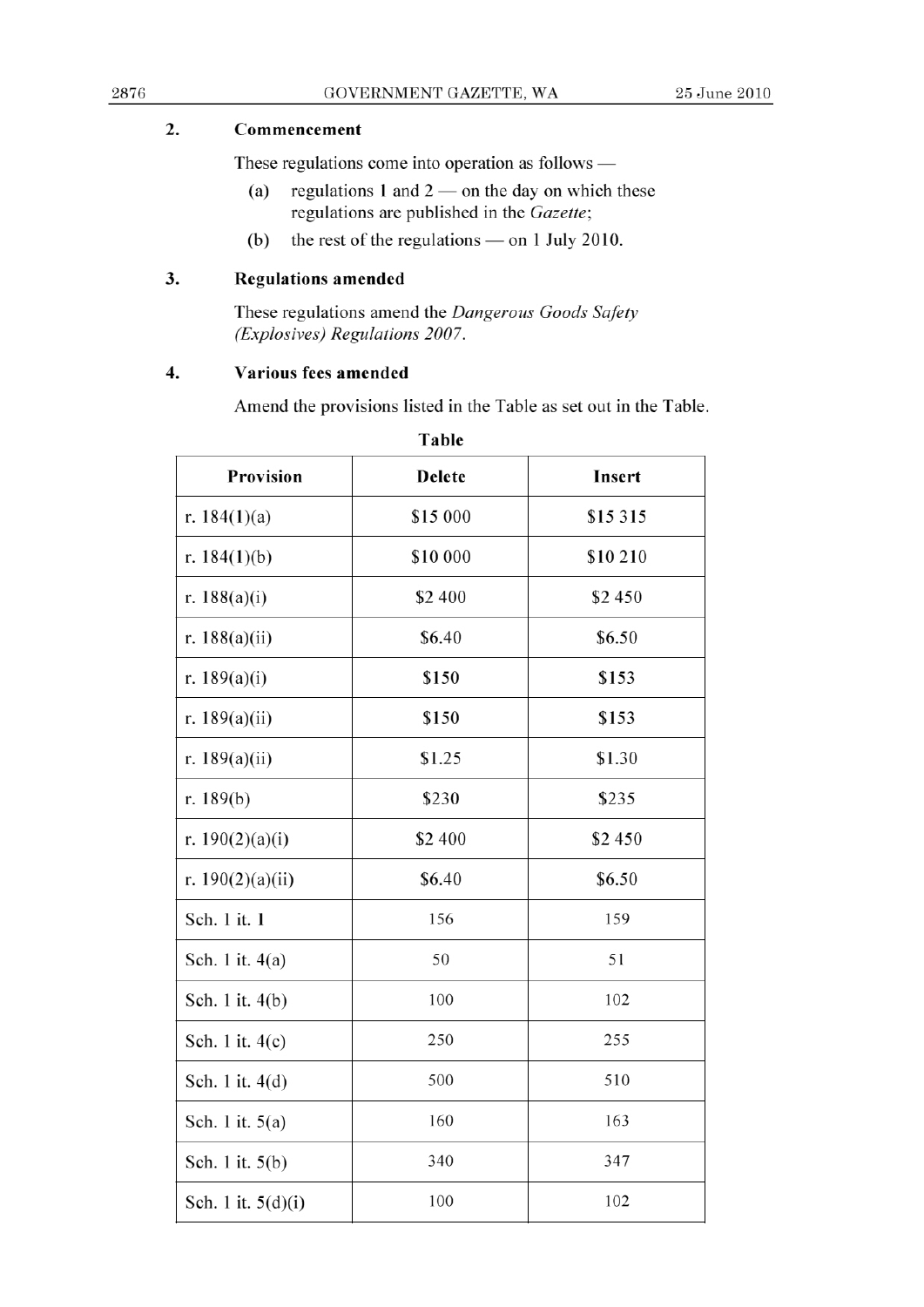### 2. Commencement

These regulations come into operation as follows —

(a) regulations 1 and 2 — on the day on which these regulations are published in the *Gazette*;

(b) the rest of the regulations — on 1 July 2010.

### 3. Regulations amended

These regulations amend the *Dangerous Goods Safety (Explosives) Regulations 2007*.

### 4. Various fees amended

Amend the provisions listed in the Table as set out in the Table.

**Table**

| Provision | Delete | Insert |
|---|---|---|
| r. 184(1)(a) | $15 000 | $15 315 |
| r. 184(1)(b) | $10 000 | $10 210 |
| r. 188(a)(i) | $2 400 | $2 450 |
| r. 188(a)(ii) | $6.40 | $6.50 |
| r. 189(a)(i) | $150 | $153 |
| r. 189(a)(ii) | $150 | $153 |
| r. 189(a)(ii) | $1.25 | $1.30 |
| r. 189(b) | $230 | $235 |
| r. 190(2)(a)(i) | $2 400 | $2 450 |
| r. 190(2)(a)(ii) | $6.40 | $6.50 |
| Sch. 1 it. 1 | 156 | 159 |
| Sch. 1 it. 4(a) | 50 | 51 |
| Sch. 1 it. 4(b) | 100 | 102 |
| Sch. 1 it. 4(c) | 250 | 255 |
| Sch. 1 it. 4(d) | 500 | 510 |
| Sch. 1 it. 5(a) | 160 | 163 |
| Sch. 1 it. 5(b) | 340 | 347 |
| Sch. 1 it. 5(d)(i) | 100 | 102 |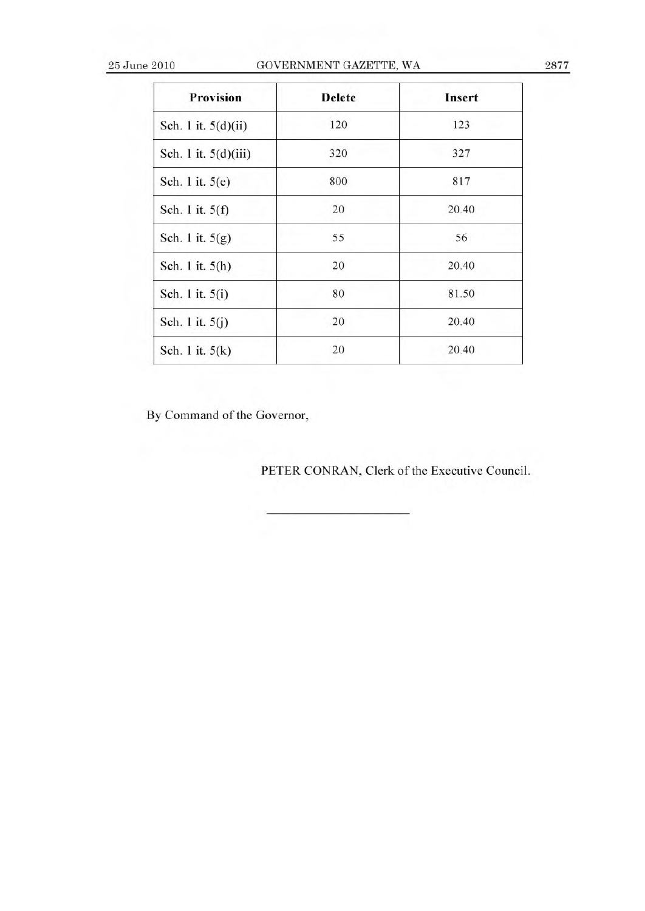| Provision | Delete | Insert |
|---|---|---|
| Sch. 1 it. 5(d)(ii) | 120 | 123 |
| Sch. 1 it. 5(d)(iii) | 320 | 327 |
| Sch. 1 it. 5(e) | 800 | 817 |
| Sch. 1 it. 5(f) | 20 | 20.40 |
| Sch. 1 it. 5(g) | 55 | 56 |
| Sch. 1 it. 5(h) | 20 | 20.40 |
| Sch. 1 it. 5(i) | 80 | 81.50 |
| Sch. 1 it. 5(j) | 20 | 20.40 |
| Sch. 1 it. 5(k) | 20 | 20.40 |

By Command of the Governor,

PETER CONRAN, Clerk of the Executive Council.

---